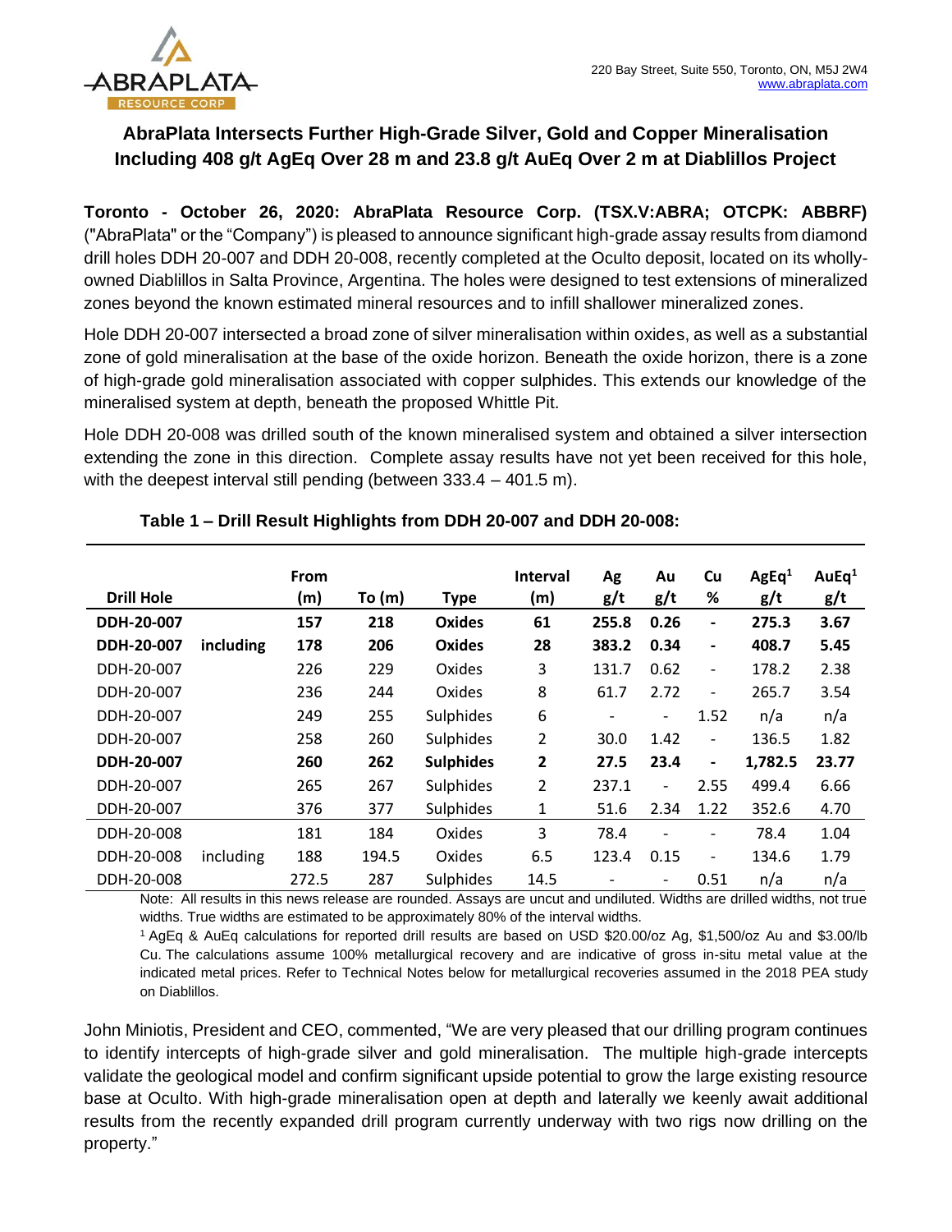ABRAPLATA RESOURCE CORP

220 Bay Street, Suite 550, Toronto, ON, M5J 2W4
www.abraplata.com

# AbraPlata Intersects Further High-Grade Silver, Gold and Copper Mineralisation Including 408 g/t AgEq Over 28 m and 23.8 g/t AuEq Over 2 m at Diablillos Project

**Toronto - October 26, 2020: AbraPlata Resource Corp. (TSX.V:ABRA; OTCPK: ABBRF)** ("AbraPlata" or the "Company") is pleased to announce significant high-grade assay results from diamond drill holes DDH 20-007 and DDH 20-008, recently completed at the Oculto deposit, located on its wholly-owned Diablillos in Salta Province, Argentina. The holes were designed to test extensions of mineralized zones beyond the known estimated mineral resources and to infill shallower mineralized zones.

Hole DDH 20-007 intersected a broad zone of silver mineralisation within oxides, as well as a substantial zone of gold mineralisation at the base of the oxide horizon. Beneath the oxide horizon, there is a zone of high-grade gold mineralisation associated with copper sulphides. This extends our knowledge of the mineralised system at depth, beneath the proposed Whittle Pit.

Hole DDH 20-008 was drilled south of the known mineralised system and obtained a silver intersection extending the zone in this direction. Complete assay results have not yet been received for this hole, with the deepest interval still pending (between 333.4 – 401.5 m).

### Table 1 – Drill Result Highlights from DDH 20-007 and DDH 20-008:

| Drill Hole | | From (m) | To (m) | Type | Interval (m) | Ag g/t | Au g/t | Cu % | AgEq[1] g/t | AuEq[1] g/t |
|---|---|---|---|---|---|---|---|---|---|---|
| **DDH-20-007** | | **157** | **218** | **Oxides** | **61** | **255.8** | **0.26** | **-** | **275.3** | **3.67** |
| **DDH-20-007** | **including** | **178** | **206** | **Oxides** | **28** | **383.2** | **0.34** | **-** | **408.7** | **5.45** |
| DDH-20-007 | | 226 | 229 | Oxides | 3 | 131.7 | 0.62 | - | 178.2 | 2.38 |
| DDH-20-007 | | 236 | 244 | Oxides | 8 | 61.7 | 2.72 | - | 265.7 | 3.54 |
| DDH-20-007 | | 249 | 255 | Sulphides | 6 | - | - | 1.52 | n/a | n/a |
| DDH-20-007 | | 258 | 260 | Sulphides | 2 | 30.0 | 1.42 | - | 136.5 | 1.82 |
| **DDH-20-007** | | **260** | **262** | **Sulphides** | **2** | **27.5** | **23.4** | **-** | **1,782.5** | **23.77** |
| DDH-20-007 | | 265 | 267 | Sulphides | 2 | 237.1 | - | 2.55 | 499.4 | 6.66 |
| DDH-20-007 | | 376 | 377 | Sulphides | 1 | 51.6 | 2.34 | 1.22 | 352.6 | 4.70 |
| DDH-20-008 | | 181 | 184 | Oxides | 3 | 78.4 | - | - | 78.4 | 1.04 |
| DDH-20-008 | including | 188 | 194.5 | Oxides | 6.5 | 123.4 | 0.15 | - | 134.6 | 1.79 |
| DDH-20-008 | | 272.5 | 287 | Sulphides | 14.5 | - | - | 0.51 | n/a | n/a |

Note: All results in this news release are rounded. Assays are uncut and undiluted. Widths are drilled widths, not true widths. True widths are estimated to be approximately 80% of the interval widths.

[1] AgEq & AuEq calculations for reported drill results are based on USD $20.00/oz Ag, $1,500/oz Au and $3.00/lb Cu. The calculations assume 100% metallurgical recovery and are indicative of gross in-situ metal value at the indicated metal prices. Refer to Technical Notes below for metallurgical recoveries assumed in the 2018 PEA study on Diablillos.

John Miniotis, President and CEO, commented, "We are very pleased that our drilling program continues to identify intercepts of high-grade silver and gold mineralisation. The multiple high-grade intercepts validate the geological model and confirm significant upside potential to grow the large existing resource base at Oculto. With high-grade mineralisation open at depth and laterally we keenly await additional results from the recently expanded drill program currently underway with two rigs now drilling on the property."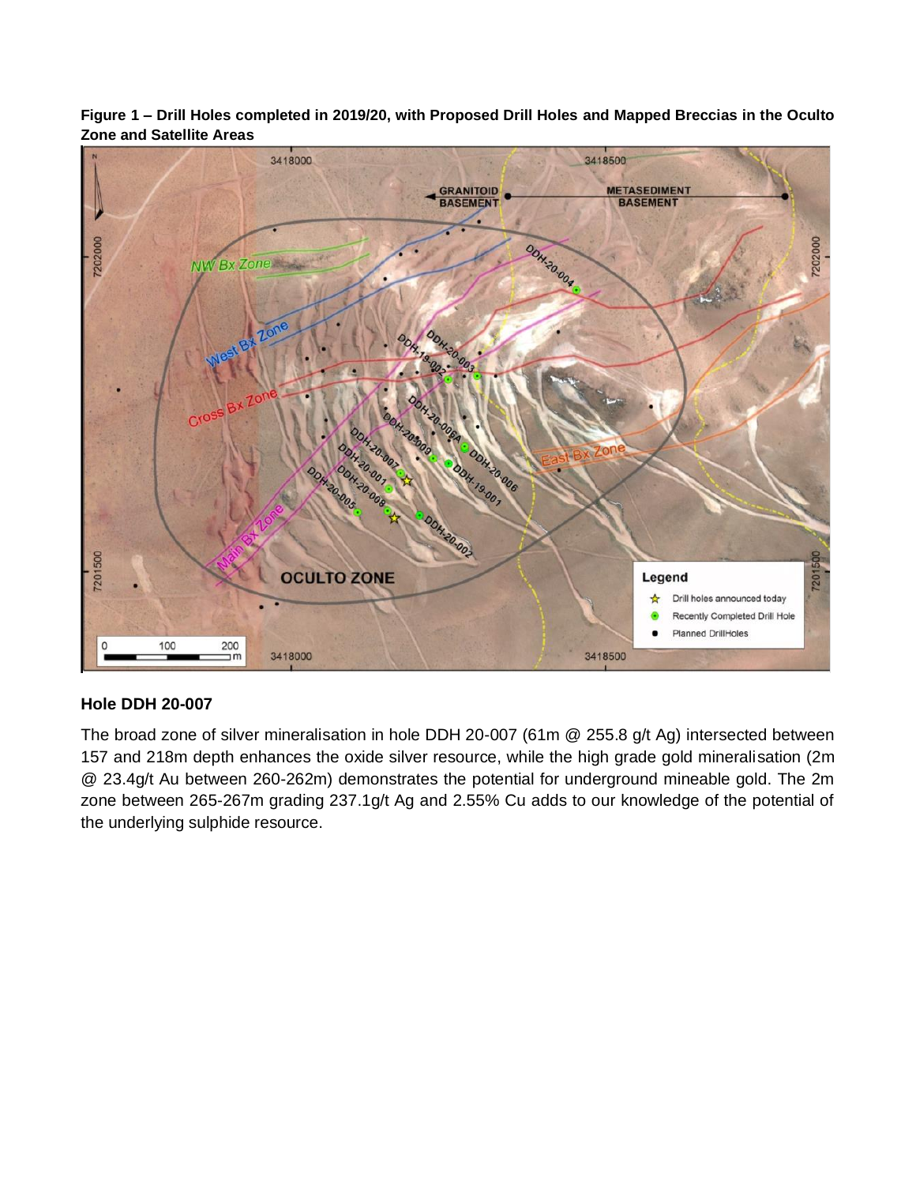**Figure 1 – Drill Holes completed in 2019/20, with Proposed Drill Holes and Mapped Breccias in the Oculto Zone and Satellite Areas**

### Hole DDH 20-007

The broad zone of silver mineralisation in hole DDH 20-007 (61m @ 255.8 g/t Ag) intersected between 157 and 218m depth enhances the oxide silver resource, while the high grade gold mineralisation (2m @ 23.4g/t Au between 260-262m) demonstrates the potential for underground mineable gold. The 2m zone between 265-267m grading 237.1g/t Ag and 2.55% Cu adds to our knowledge of the potential of the underlying sulphide resource.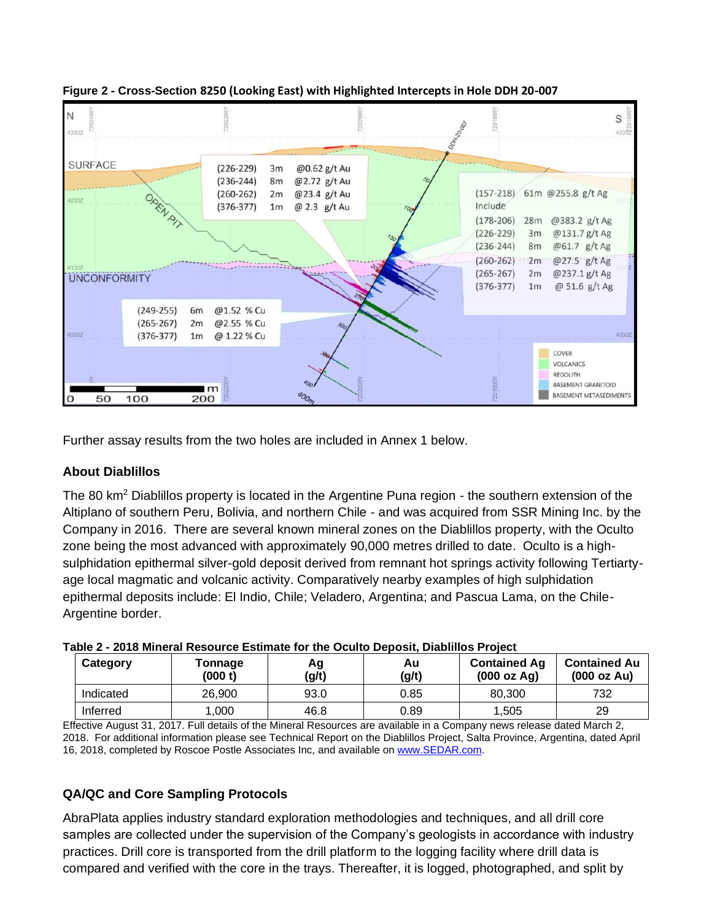**Figure 2 - Cross-Section 8250 (Looking East) with Highlighted Intercepts in Hole DDH 20-007**

Further assay results from the two holes are included in Annex 1 below.

### About Diablillos

The 80 km$^2$ Diablillos property is located in the Argentine Puna region - the southern extension of the Altiplano of southern Peru, Bolivia, and northern Chile - and was acquired from SSR Mining Inc. by the Company in 2016. There are several known mineral zones on the Diablillos property, with the Oculto zone being the most advanced with approximately 90,000 metres drilled to date. Oculto is a high-sulphidation epithermal silver-gold deposit derived from remnant hot springs activity following Tertiary-age local magmatic and volcanic activity. Comparatively nearby examples of high sulphidation epithermal deposits include: El Indio, Chile; Veladero, Argentina; and Pascua Lama, on the Chile-Argentine border.

**Table 2 - 2018 Mineral Resource Estimate for the Oculto Deposit, Diablillos Project**

| Category | Tonnage (000 t) | Ag (g/t) | Au (g/t) | Contained Ag (000 oz Ag) | Contained Au (000 oz Au) |
|---|---|---|---|---|---|
| Indicated | 26,900 | 93.0 | 0.85 | 80,300 | 732 |
| Inferred | 1,000 | 46.8 | 0.89 | 1,505 | 29 |

Effective August 31, 2017. Full details of the Mineral Resources are available in a Company news release dated March 2, 2018. For additional information please see Technical Report on the Diablillos Project, Salta Province, Argentina, dated April 16, 2018, completed by Roscoe Postle Associates Inc, and available on www.SEDAR.com.

### QA/QC and Core Sampling Protocols

AbraPlata applies industry standard exploration methodologies and techniques, and all drill core samples are collected under the supervision of the Company's geologists in accordance with industry practices. Drill core is transported from the drill platform to the logging facility where drill data is compared and verified with the core in the trays. Thereafter, it is logged, photographed, and split by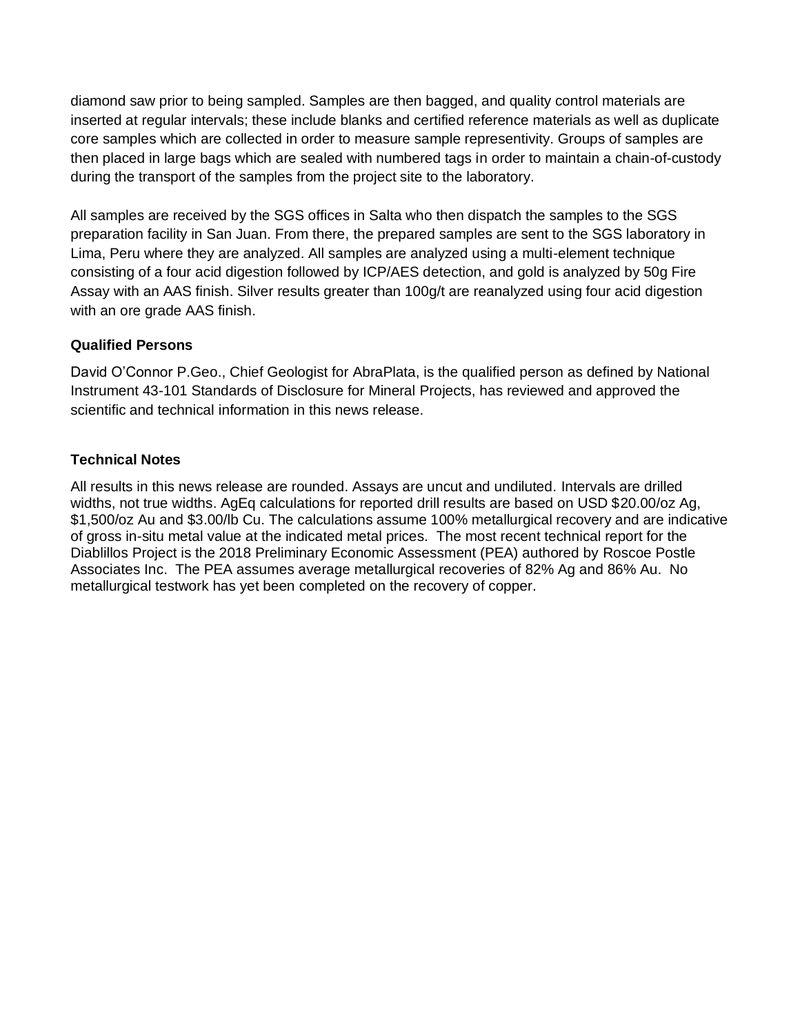diamond saw prior to being sampled. Samples are then bagged, and quality control materials are inserted at regular intervals; these include blanks and certified reference materials as well as duplicate core samples which are collected in order to measure sample representivity. Groups of samples are then placed in large bags which are sealed with numbered tags in order to maintain a chain-of-custody during the transport of the samples from the project site to the laboratory.

All samples are received by the SGS offices in Salta who then dispatch the samples to the SGS preparation facility in San Juan. From there, the prepared samples are sent to the SGS laboratory in Lima, Peru where they are analyzed. All samples are analyzed using a multi-element technique consisting of a four acid digestion followed by ICP/AES detection, and gold is analyzed by 50g Fire Assay with an AAS finish. Silver results greater than 100g/t are reanalyzed using four acid digestion with an ore grade AAS finish.

**Qualified Persons**

David O'Connor P.Geo., Chief Geologist for AbraPlata, is the qualified person as defined by National Instrument 43-101 Standards of Disclosure for Mineral Projects, has reviewed and approved the scientific and technical information in this news release.

**Technical Notes**

All results in this news release are rounded. Assays are uncut and undiluted. Intervals are drilled widths, not true widths. AgEq calculations for reported drill results are based on USD $20.00/oz Ag, $1,500/oz Au and $3.00/lb Cu. The calculations assume 100% metallurgical recovery and are indicative of gross in-situ metal value at the indicated metal prices. The most recent technical report for the Diablillos Project is the 2018 Preliminary Economic Assessment (PEA) authored by Roscoe Postle Associates Inc. The PEA assumes average metallurgical recoveries of 82% Ag and 86% Au. No metallurgical testwork has yet been completed on the recovery of copper.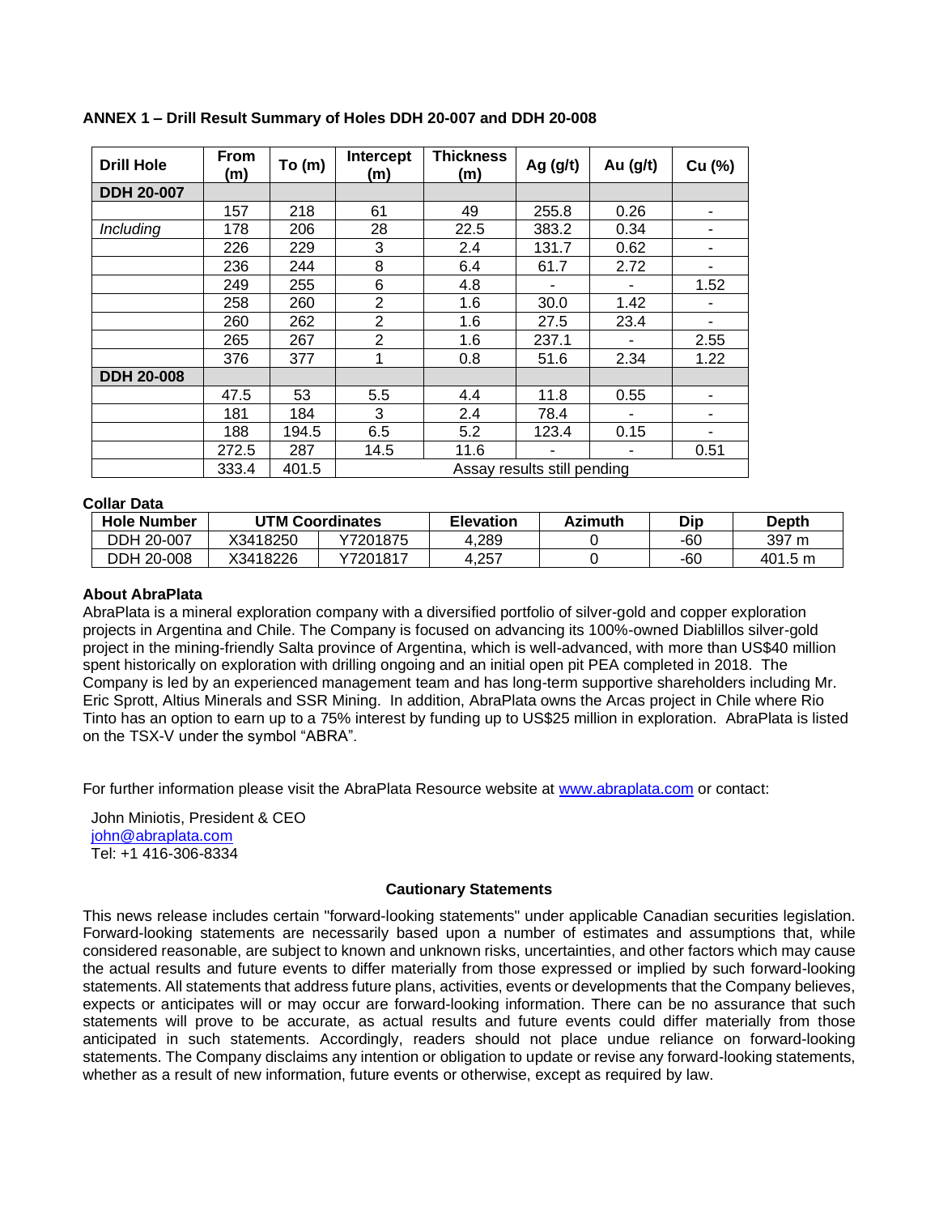**ANNEX 1 – Drill Result Summary of Holes DDH 20-007 and DDH 20-008**

| Drill Hole | From (m) | To (m) | Intercept (m) | Thickness (m) | Ag (g/t) | Au (g/t) | Cu (%) |
|---|---|---|---|---|---|---|---|
| **DDH 20-007** | | | | | | | |
| | 157 | 218 | 61 | 49 | 255.8 | 0.26 | - |
| *Including* | 178 | 206 | 28 | 22.5 | 383.2 | 0.34 | - |
| | 226 | 229 | 3 | 2.4 | 131.7 | 0.62 | - |
| | 236 | 244 | 8 | 6.4 | 61.7 | 2.72 | - |
| | 249 | 255 | 6 | 4.8 | - | - | 1.52 |
| | 258 | 260 | 2 | 1.6 | 30.0 | 1.42 | - |
| | 260 | 262 | 2 | 1.6 | 27.5 | 23.4 | - |
| | 265 | 267 | 2 | 1.6 | 237.1 | - | 2.55 |
| | 376 | 377 | 1 | 0.8 | 51.6 | 2.34 | 1.22 |
| **DDH 20-008** | | | | | | | |
| | 47.5 | 53 | 5.5 | 4.4 | 11.8 | 0.55 | - |
| | 181 | 184 | 3 | 2.4 | 78.4 | - | - |
| | 188 | 194.5 | 6.5 | 5.2 | 123.4 | 0.15 | - |
| | 272.5 | 287 | 14.5 | 11.6 | - | - | 0.51 |
| | 333.4 | 401.5 | Assay results still pending | | | | |

**Collar Data**

| Hole Number | UTM Coordinates | | Elevation | Azimuth | Dip | Depth |
|---|---|---|---|---|---|---|
| DDH 20-007 | X3418250 | Y7201875 | 4,289 | 0 | -60 | 397 m |
| DDH 20-008 | X3418226 | Y7201817 | 4,257 | 0 | -60 | 401.5 m |

**About AbraPlata**

AbraPlata is a mineral exploration company with a diversified portfolio of silver-gold and copper exploration projects in Argentina and Chile. The Company is focused on advancing its 100%-owned Diablillos silver-gold project in the mining-friendly Salta province of Argentina, which is well-advanced, with more than US$40 million spent historically on exploration with drilling ongoing and an initial open pit PEA completed in 2018. The Company is led by an experienced management team and has long-term supportive shareholders including Mr. Eric Sprott, Altius Minerals and SSR Mining. In addition, AbraPlata owns the Arcas project in Chile where Rio Tinto has an option to earn up to a 75% interest by funding up to US$25 million in exploration. AbraPlata is listed on the TSX-V under the symbol "ABRA".

For further information please visit the AbraPlata Resource website at www.abraplata.com or contact:

John Miniotis, President & CEO
john@abraplata.com
Tel: +1 416-306-8334

**Cautionary Statements**

This news release includes certain "forward-looking statements" under applicable Canadian securities legislation. Forward-looking statements are necessarily based upon a number of estimates and assumptions that, while considered reasonable, are subject to known and unknown risks, uncertainties, and other factors which may cause the actual results and future events to differ materially from those expressed or implied by such forward-looking statements. All statements that address future plans, activities, events or developments that the Company believes, expects or anticipates will or may occur are forward-looking information. There can be no assurance that such statements will prove to be accurate, as actual results and future events could differ materially from those anticipated in such statements. Accordingly, readers should not place undue reliance on forward-looking statements. The Company disclaims any intention or obligation to update or revise any forward-looking statements, whether as a result of new information, future events or otherwise, except as required by law.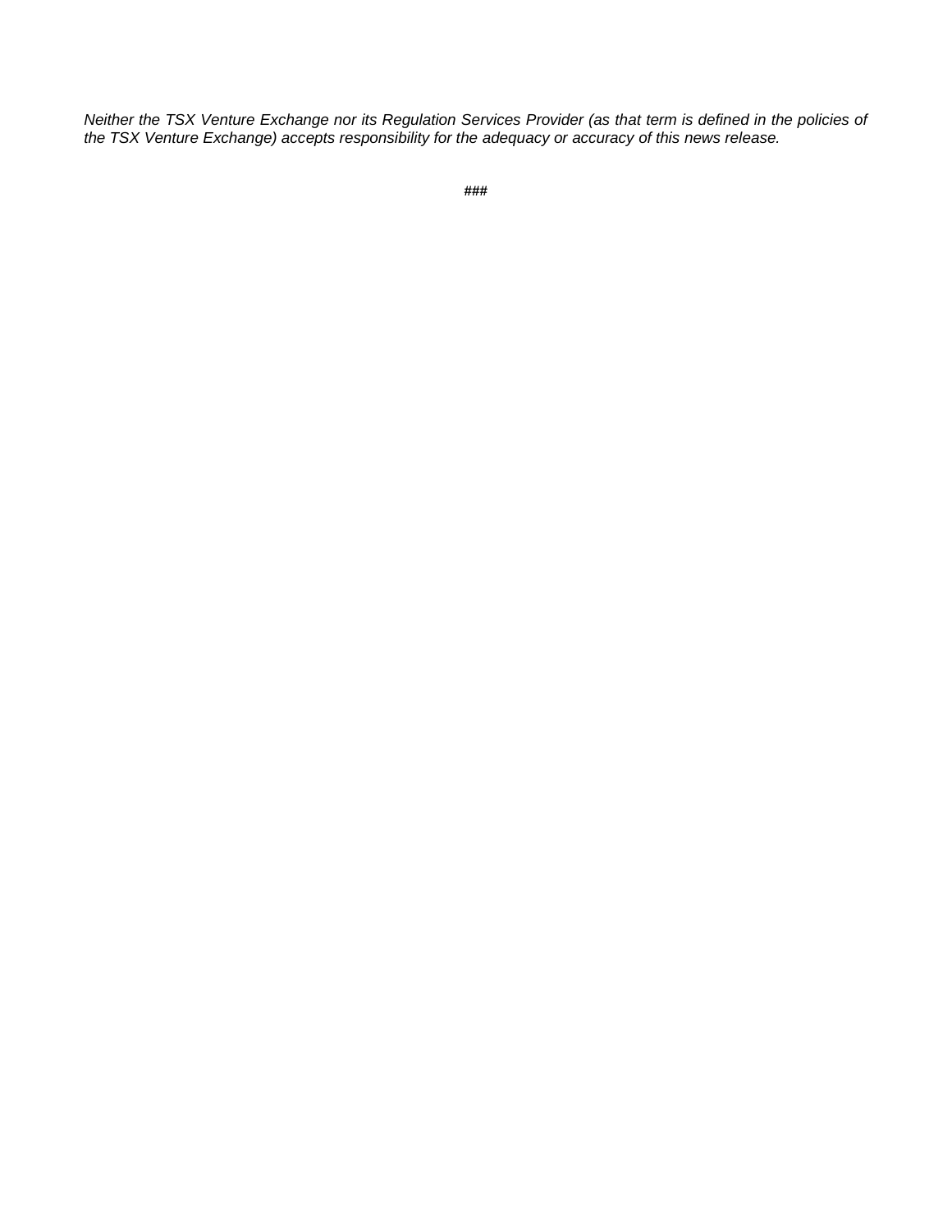*Neither the TSX Venture Exchange nor its Regulation Services Provider (as that term is defined in the policies of the TSX Venture Exchange) accepts responsibility for the adequacy or accuracy of this news release.*

###